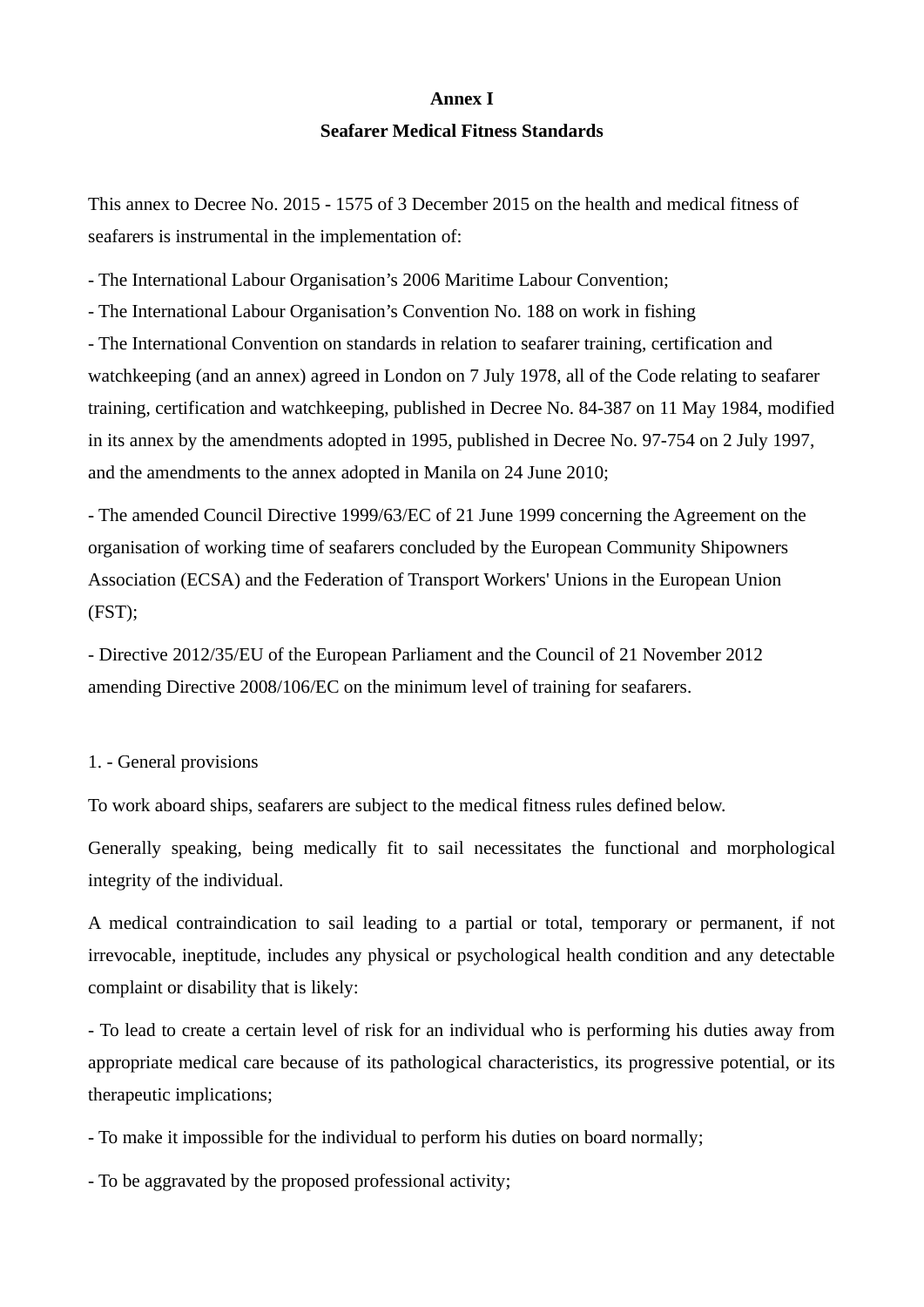**Annex I**

**Seafarer Medical Fitness Standards**

This annex to Decree No. 2015 - 1575 of 3 December 2015 on the health and medical fitness of seafarers is instrumental in the implementation of:

- The International Labour Organisation's 2006 Maritime Labour Convention;
- The International Labour Organisation's Convention No. 188 on work in fishing
- The International Convention on standards in relation to seafarer training, certification and watchkeeping (and an annex) agreed in London on 7 July 1978, all of the Code relating to seafarer training, certification and watchkeeping, published in Decree No. 84-387 on 11 May 1984, modified in its annex by the amendments adopted in 1995, published in Decree No. 97-754 on 2 July 1997, and the amendments to the annex adopted in Manila on 24 June 2010;
- The amended Council Directive 1999/63/EC of 21 June 1999 concerning the Agreement on the organisation of working time of seafarers concluded by the European Community Shipowners Association (ECSA) and the Federation of Transport Workers' Unions in the European Union (FST);
- Directive 2012/35/EU of the European Parliament and the Council of 21 November 2012 amending Directive 2008/106/EC on the minimum level of training for seafarers.

1. - General provisions

To work aboard ships, seafarers are subject to the medical fitness rules defined below.

Generally speaking, being medically fit to sail necessitates the functional and morphological integrity of the individual.

A medical contraindication to sail leading to a partial or total, temporary or permanent, if not irrevocable, ineptitude, includes any physical or psychological health condition and any detectable complaint or disability that is likely:

- To lead to create a certain level of risk for an individual who is performing his duties away from appropriate medical care because of its pathological characteristics, its progressive potential, or its therapeutic implications;

- To make it impossible for the individual to perform his duties on board normally;

- To be aggravated by the proposed professional activity;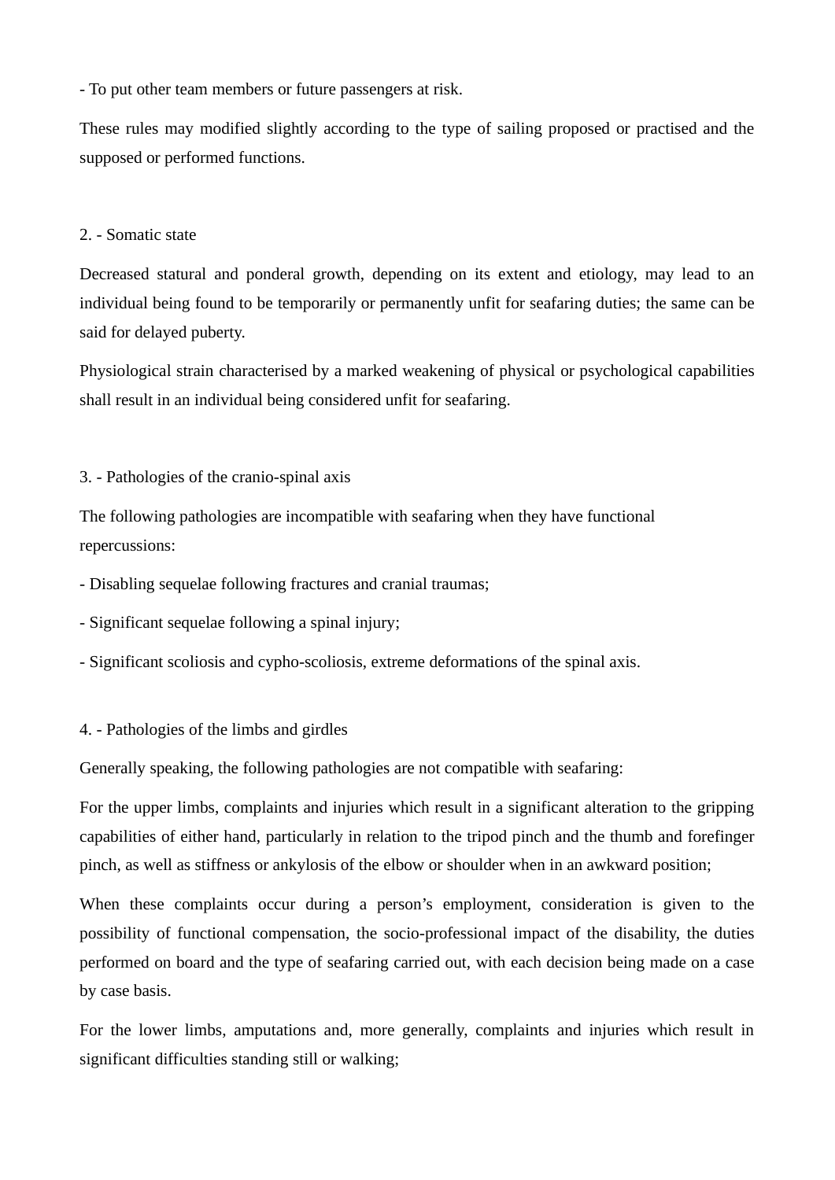- To put other team members or future passengers at risk.

These rules may modified slightly according to the type of sailing proposed or practised and the supposed or performed functions.

2. - Somatic state

Decreased statural and ponderal growth, depending on its extent and etiology, may lead to an individual being found to be temporarily or permanently unfit for seafaring duties; the same can be said for delayed puberty.

Physiological strain characterised by a marked weakening of physical or psychological capabilities shall result in an individual being considered unfit for seafaring.

3. - Pathologies of the cranio-spinal axis

The following pathologies are incompatible with seafaring when they have functional repercussions:

- Disabling sequelae following fractures and cranial traumas;

- Significant sequelae following a spinal injury;

- Significant scoliosis and cypho-scoliosis, extreme deformations of the spinal axis.

4. - Pathologies of the limbs and girdles

Generally speaking, the following pathologies are not compatible with seafaring:

For the upper limbs, complaints and injuries which result in a significant alteration to the gripping capabilities of either hand, particularly in relation to the tripod pinch and the thumb and forefinger pinch, as well as stiffness or ankylosis of the elbow or shoulder when in an awkward position;

When these complaints occur during a person's employment, consideration is given to the possibility of functional compensation, the socio-professional impact of the disability, the duties performed on board and the type of seafaring carried out, with each decision being made on a case by case basis.

For the lower limbs, amputations and, more generally, complaints and injuries which result in significant difficulties standing still or walking;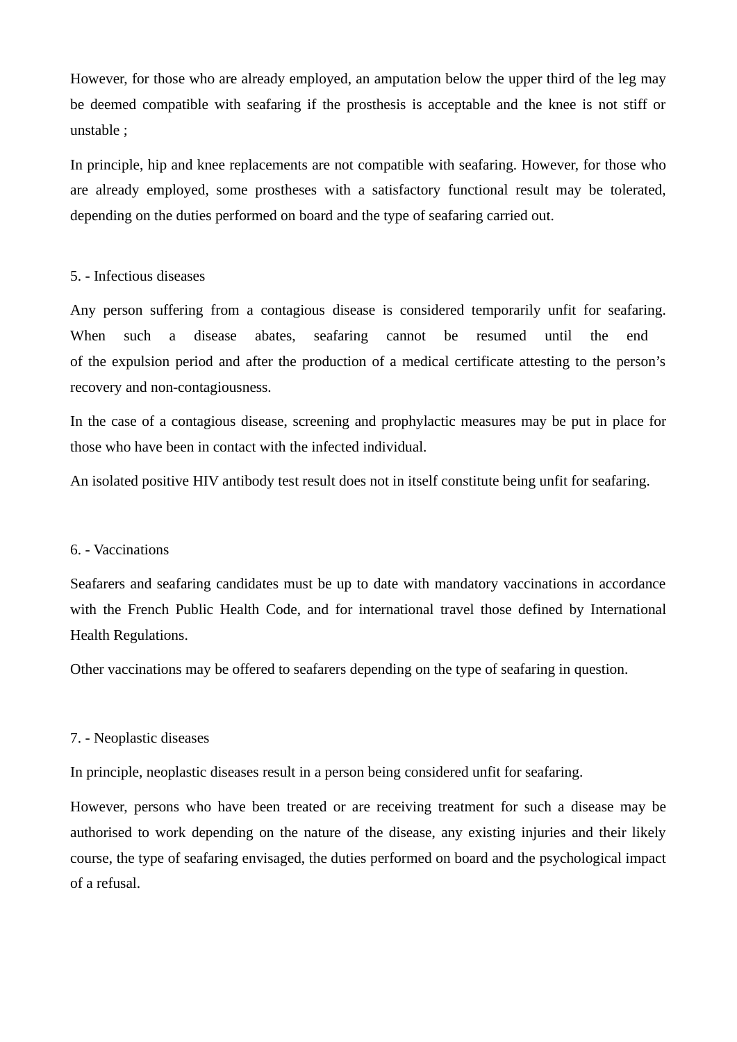However, for those who are already employed, an amputation below the upper third of the leg may be deemed compatible with seafaring if the prosthesis is acceptable and the knee is not stiff or unstable ;

In principle, hip and knee replacements are not compatible with seafaring. However, for those who are already employed, some prostheses with a satisfactory functional result may be tolerated, depending on the duties performed on board and the type of seafaring carried out.

5. - Infectious diseases

Any person suffering from a contagious disease is considered temporarily unfit for seafaring. When such a disease abates, seafaring cannot be resumed until the end of the expulsion period and after the production of a medical certificate attesting to the person's recovery and non-contagiousness.

In the case of a contagious disease, screening and prophylactic measures may be put in place for those who have been in contact with the infected individual.

An isolated positive HIV antibody test result does not in itself constitute being unfit for seafaring.

6. - Vaccinations

Seafarers and seafaring candidates must be up to date with mandatory vaccinations in accordance with the French Public Health Code, and for international travel those defined by International Health Regulations.

Other vaccinations may be offered to seafarers depending on the type of seafaring in question.

7. - Neoplastic diseases

In principle, neoplastic diseases result in a person being considered unfit for seafaring.

However, persons who have been treated or are receiving treatment for such a disease may be authorised to work depending on the nature of the disease, any existing injuries and their likely course, the type of seafaring envisaged, the duties performed on board and the psychological impact of a refusal.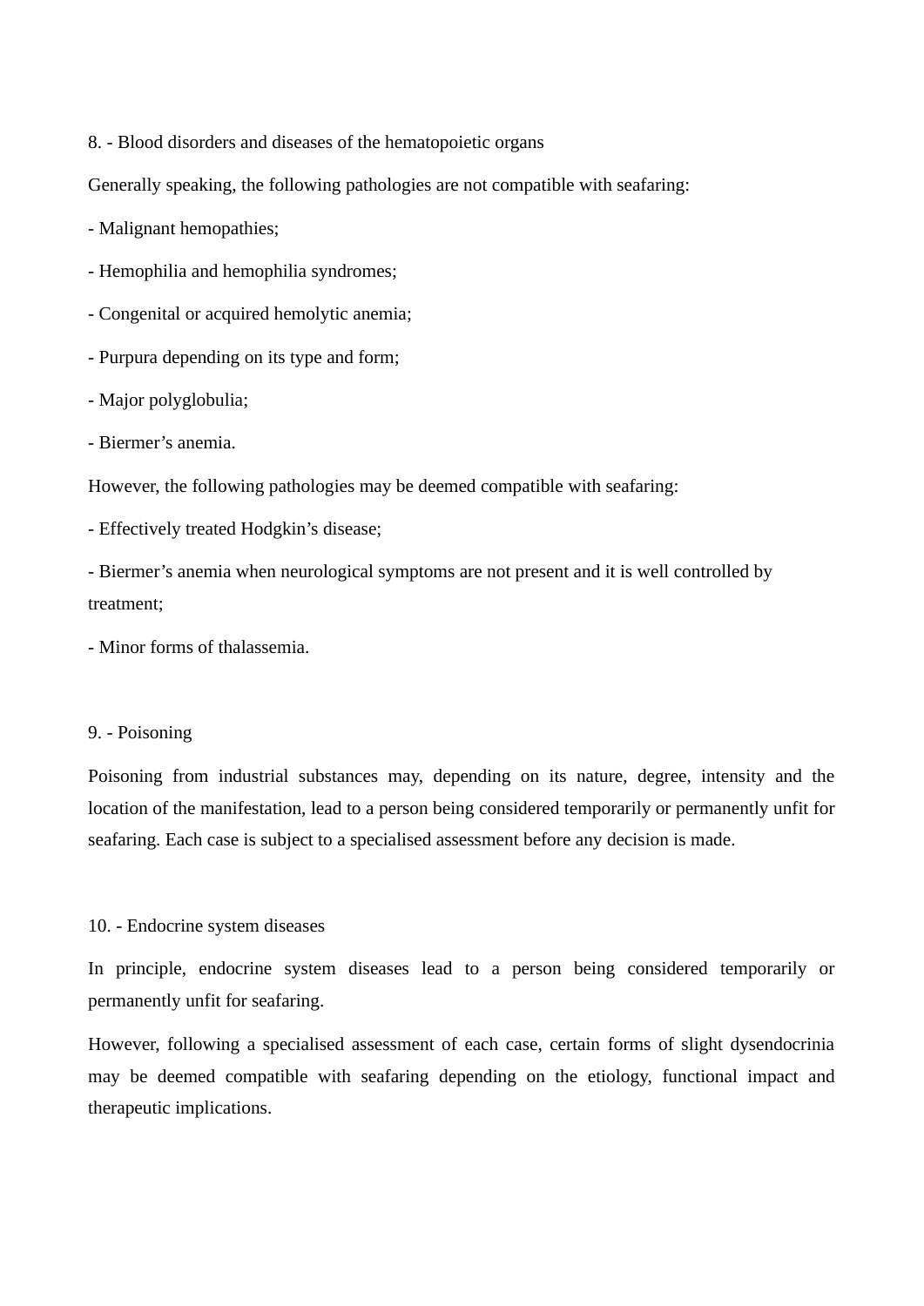8. - Blood disorders and diseases of the hematopoietic organs

Generally speaking, the following pathologies are not compatible with seafaring:

- Malignant hemopathies;
- Hemophilia and hemophilia syndromes;
- Congenital or acquired hemolytic anemia;
- Purpura depending on its type and form;
- Major polyglobulia;
- Biermer's anemia.

However, the following pathologies may be deemed compatible with seafaring:

- Effectively treated Hodgkin's disease;
- Biermer's anemia when neurological symptoms are not present and it is well controlled by treatment;
- Minor forms of thalassemia.

9. - Poisoning

Poisoning from industrial substances may, depending on its nature, degree, intensity and the location of the manifestation, lead to a person being considered temporarily or permanently unfit for seafaring. Each case is subject to a specialised assessment before any decision is made.

10. - Endocrine system diseases

In principle, endocrine system diseases lead to a person being considered temporarily or permanently unfit for seafaring.

However, following a specialised assessment of each case, certain forms of slight dysendocrinia may be deemed compatible with seafaring depending on the etiology, functional impact and therapeutic implications.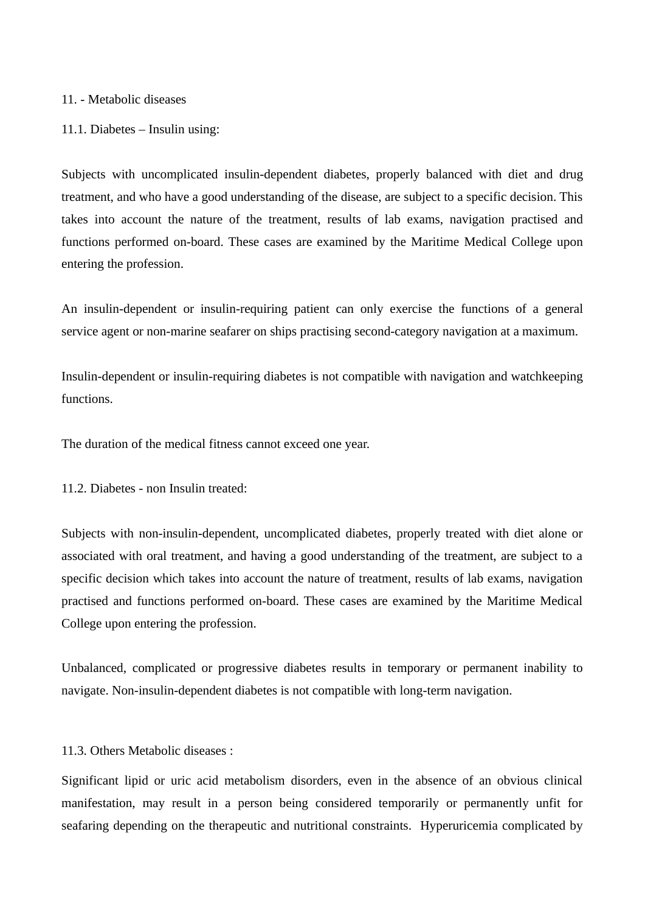## 11. - Metabolic diseases

### 11.1. Diabetes – Insulin using:

Subjects with uncomplicated insulin-dependent diabetes, properly balanced with diet and drug treatment, and who have a good understanding of the disease, are subject to a specific decision. This takes into account the nature of the treatment, results of lab exams, navigation practised and functions performed on-board. These cases are examined by the Maritime Medical College upon entering the profession.

An insulin-dependent or insulin-requiring patient can only exercise the functions of a general service agent or non-marine seafarer on ships practising second-category navigation at a maximum.

Insulin-dependent or insulin-requiring diabetes is not compatible with navigation and watchkeeping functions.

The duration of the medical fitness cannot exceed one year.

### 11.2. Diabetes - non Insulin treated:

Subjects with non-insulin-dependent, uncomplicated diabetes, properly treated with diet alone or associated with oral treatment, and having a good understanding of the treatment, are subject to a specific decision which takes into account the nature of treatment, results of lab exams, navigation practised and functions performed on-board. These cases are examined by the Maritime Medical College upon entering the profession.

Unbalanced, complicated or progressive diabetes results in temporary or permanent inability to navigate. Non-insulin-dependent diabetes is not compatible with long-term navigation.

### 11.3. Others Metabolic diseases :

Significant lipid or uric acid metabolism disorders, even in the absence of an obvious clinical manifestation, may result in a person being considered temporarily or permanently unfit for seafaring depending on the therapeutic and nutritional constraints. Hyperuricemia complicated by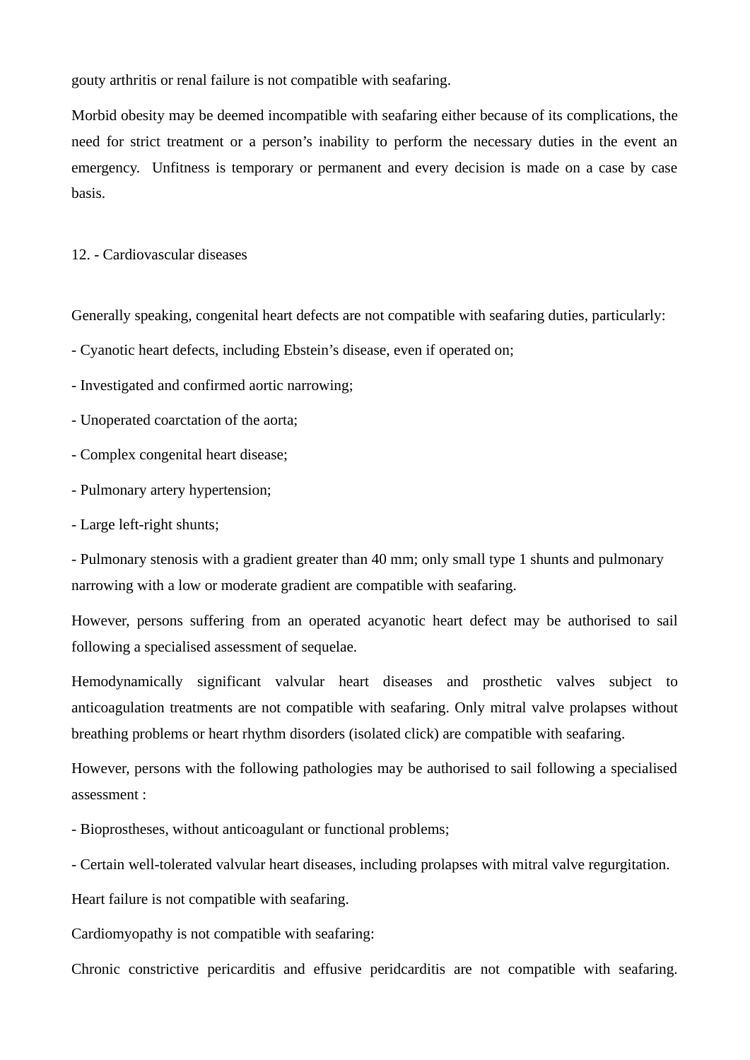gouty arthritis or renal failure is not compatible with seafaring.

Morbid obesity may be deemed incompatible with seafaring either because of its complications, the need for strict treatment or a person's inability to perform the necessary duties in the event an emergency. Unfitness is temporary or permanent and every decision is made on a case by case basis.

## 12. - Cardiovascular diseases

Generally speaking, congenital heart defects are not compatible with seafaring duties, particularly:

- Cyanotic heart defects, including Ebstein's disease, even if operated on;
- Investigated and confirmed aortic narrowing;
- Unoperated coarctation of the aorta;
- Complex congenital heart disease;
- Pulmonary artery hypertension;
- Large left-right shunts;
- Pulmonary stenosis with a gradient greater than 40 mm; only small type 1 shunts and pulmonary narrowing with a low or moderate gradient are compatible with seafaring.

However, persons suffering from an operated acyanotic heart defect may be authorised to sail following a specialised assessment of sequelae.

Hemodynamically significant valvular heart diseases and prosthetic valves subject to anticoagulation treatments are not compatible with seafaring. Only mitral valve prolapses without breathing problems or heart rhythm disorders (isolated click) are compatible with seafaring.

However, persons with the following pathologies may be authorised to sail following a specialised assessment :

- Bioprostheses, without anticoagulant or functional problems;
- Certain well-tolerated valvular heart diseases, including prolapses with mitral valve regurgitation.

Heart failure is not compatible with seafaring.

Cardiomyopathy is not compatible with seafaring:

Chronic constrictive pericarditis and effusive peridcarditis are not compatible with seafaring.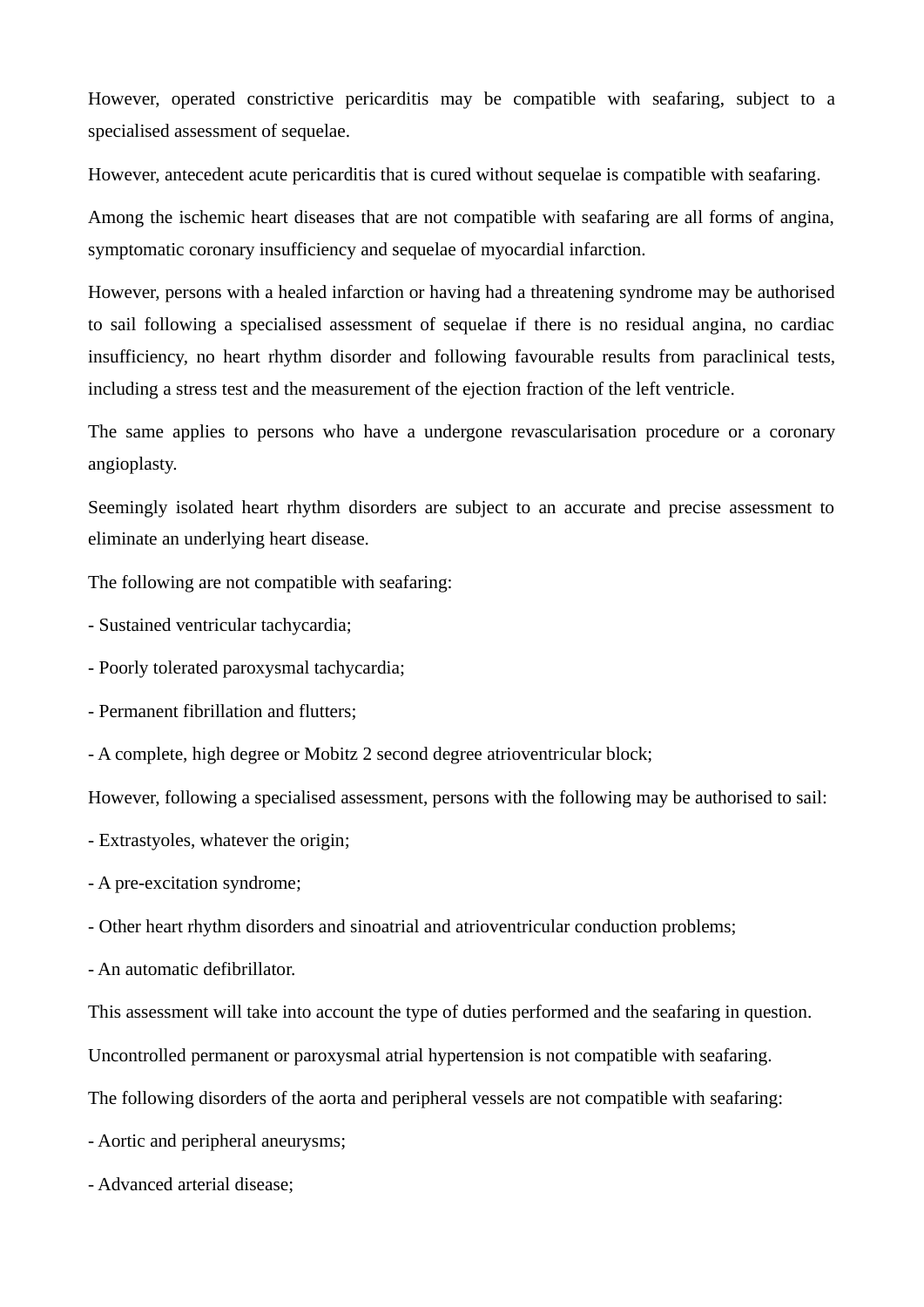However, operated constrictive pericarditis may be compatible with seafaring, subject to a specialised assessment of sequelae.

However, antecedent acute pericarditis that is cured without sequelae is compatible with seafaring.

Among the ischemic heart diseases that are not compatible with seafaring are all forms of angina, symptomatic coronary insufficiency and sequelae of myocardial infarction.

However, persons with a healed infarction or having had a threatening syndrome may be authorised to sail following a specialised assessment of sequelae if there is no residual angina, no cardiac insufficiency, no heart rhythm disorder and following favourable results from paraclinical tests, including a stress test and the measurement of the ejection fraction of the left ventricle.

The same applies to persons who have a undergone revascularisation procedure or a coronary angioplasty.

Seemingly isolated heart rhythm disorders are subject to an accurate and precise assessment to eliminate an underlying heart disease.

The following are not compatible with seafaring:

- Sustained ventricular tachycardia;

- Poorly tolerated paroxysmal tachycardia;

- Permanent fibrillation and flutters;

- A complete, high degree or Mobitz 2 second degree atrioventricular block;

However, following a specialised assessment, persons with the following may be authorised to sail:

- Extrastyoles, whatever the origin;

- A pre-excitation syndrome;

- Other heart rhythm disorders and sinoatrial and atrioventricular conduction problems;

- An automatic defibrillator.

This assessment will take into account the type of duties performed and the seafaring in question.

Uncontrolled permanent or paroxysmal atrial hypertension is not compatible with seafaring.

The following disorders of the aorta and peripheral vessels are not compatible with seafaring:

- Aortic and peripheral aneurysms;

- Advanced arterial disease;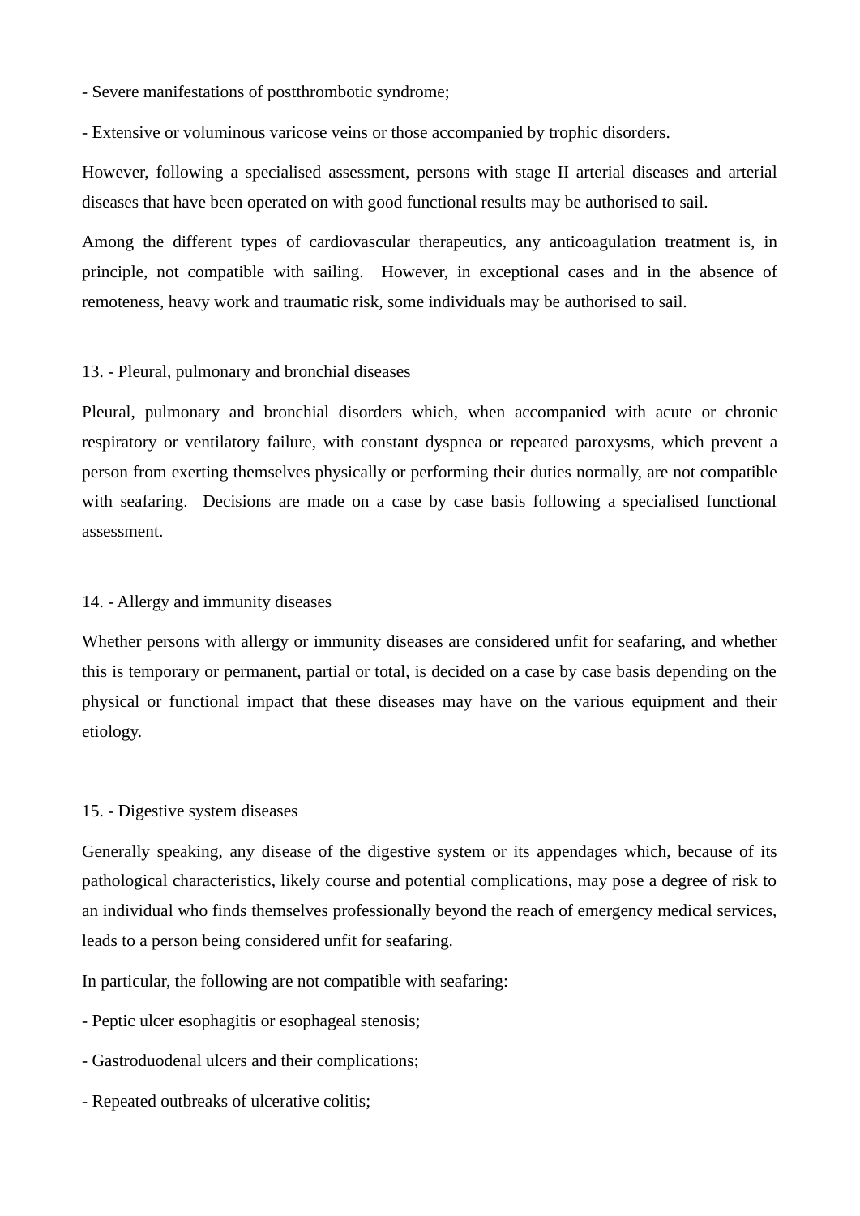- Severe manifestations of postthrombotic syndrome;

- Extensive or voluminous varicose veins or those accompanied by trophic disorders.

However, following a specialised assessment, persons with stage II arterial diseases and arterial diseases that have been operated on with good functional results may be authorised to sail.

Among the different types of cardiovascular therapeutics, any anticoagulation treatment is, in principle, not compatible with sailing. However, in exceptional cases and in the absence of remoteness, heavy work and traumatic risk, some individuals may be authorised to sail.

13. - Pleural, pulmonary and bronchial diseases

Pleural, pulmonary and bronchial disorders which, when accompanied with acute or chronic respiratory or ventilatory failure, with constant dyspnea or repeated paroxysms, which prevent a person from exerting themselves physically or performing their duties normally, are not compatible with seafaring. Decisions are made on a case by case basis following a specialised functional assessment.

14. - Allergy and immunity diseases

Whether persons with allergy or immunity diseases are considered unfit for seafaring, and whether this is temporary or permanent, partial or total, is decided on a case by case basis depending on the physical or functional impact that these diseases may have on the various equipment and their etiology.

15. - Digestive system diseases

Generally speaking, any disease of the digestive system or its appendages which, because of its pathological characteristics, likely course and potential complications, may pose a degree of risk to an individual who finds themselves professionally beyond the reach of emergency medical services, leads to a person being considered unfit for seafaring.

In particular, the following are not compatible with seafaring:

- Peptic ulcer esophagitis or esophageal stenosis;

- Gastroduodenal ulcers and their complications;

- Repeated outbreaks of ulcerative colitis;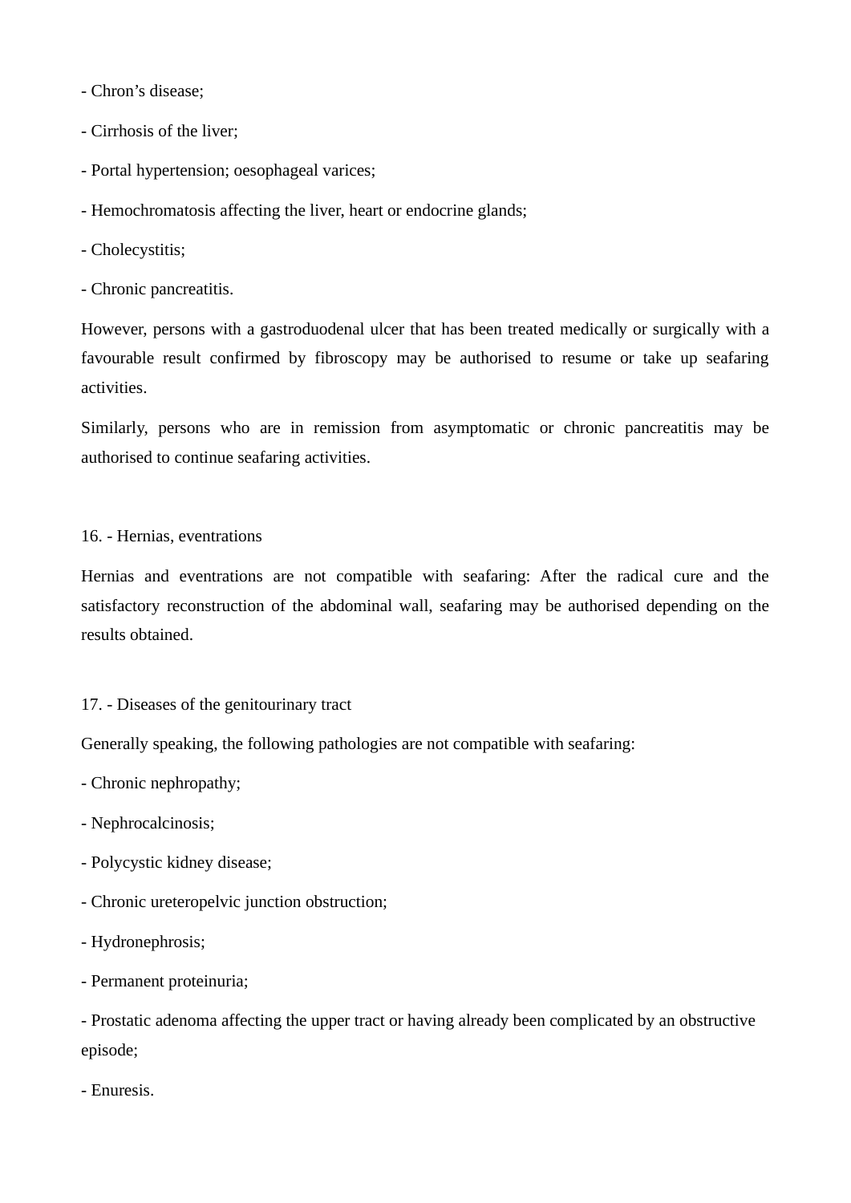- Chron’s disease;

- Cirrhosis of the liver;

- Portal hypertension; oesophageal varices;

- Hemochromatosis affecting the liver, heart or endocrine glands;

- Cholecystitis;

- Chronic pancreatitis.

However, persons with a gastroduodenal ulcer that has been treated medically or surgically with a favourable result confirmed by fibroscopy may be authorised to resume or take up seafaring activities.

Similarly, persons who are in remission from asymptomatic or chronic pancreatitis may be authorised to continue seafaring activities.

16. - Hernias, eventrations

Hernias and eventrations are not compatible with seafaring: After the radical cure and the satisfactory reconstruction of the abdominal wall, seafaring may be authorised depending on the results obtained.

17. - Diseases of the genitourinary tract

Generally speaking, the following pathologies are not compatible with seafaring:

- Chronic nephropathy;

- Nephrocalcinosis;

- Polycystic kidney disease;

- Chronic ureteropelvic junction obstruction;

- Hydronephrosis;

- Permanent proteinuria;

- Prostatic adenoma affecting the upper tract or having already been complicated by an obstructive episode;

- Enuresis.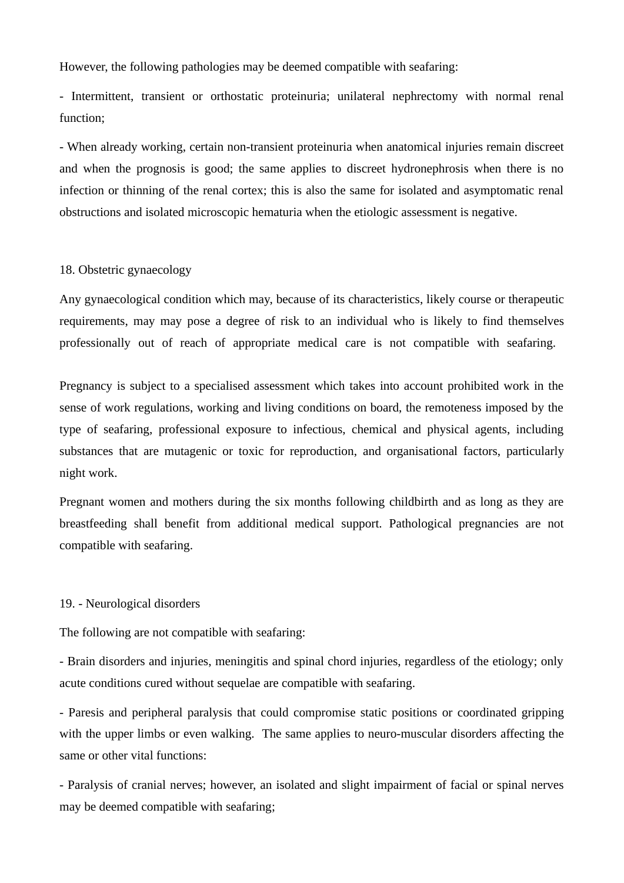However, the following pathologies may be deemed compatible with seafaring:

- Intermittent, transient or orthostatic proteinuria; unilateral nephrectomy with normal renal function;

- When already working, certain non-transient proteinuria when anatomical injuries remain discreet and when the prognosis is good; the same applies to discreet hydronephrosis when there is no infection or thinning of the renal cortex; this is also the same for isolated and asymptomatic renal obstructions and isolated microscopic hematuria when the etiologic assessment is negative.

18. Obstetric gynaecology

Any gynaecological condition which may, because of its characteristics, likely course or therapeutic requirements, may may pose a degree of risk to an individual who is likely to find themselves professionally out of reach of appropriate medical care is not compatible with seafaring.

Pregnancy is subject to a specialised assessment which takes into account prohibited work in the sense of work regulations, working and living conditions on board, the remoteness imposed by the type of seafaring, professional exposure to infectious, chemical and physical agents, including substances that are mutagenic or toxic for reproduction, and organisational factors, particularly night work.

Pregnant women and mothers during the six months following childbirth and as long as they are breastfeeding shall benefit from additional medical support. Pathological pregnancies are not compatible with seafaring.

19. - Neurological disorders

The following are not compatible with seafaring:

- Brain disorders and injuries, meningitis and spinal chord injuries, regardless of the etiology; only acute conditions cured without sequelae are compatible with seafaring.

- Paresis and peripheral paralysis that could compromise static positions or coordinated gripping with the upper limbs or even walking. The same applies to neuro-muscular disorders affecting the same or other vital functions:

- Paralysis of cranial nerves; however, an isolated and slight impairment of facial or spinal nerves may be deemed compatible with seafaring;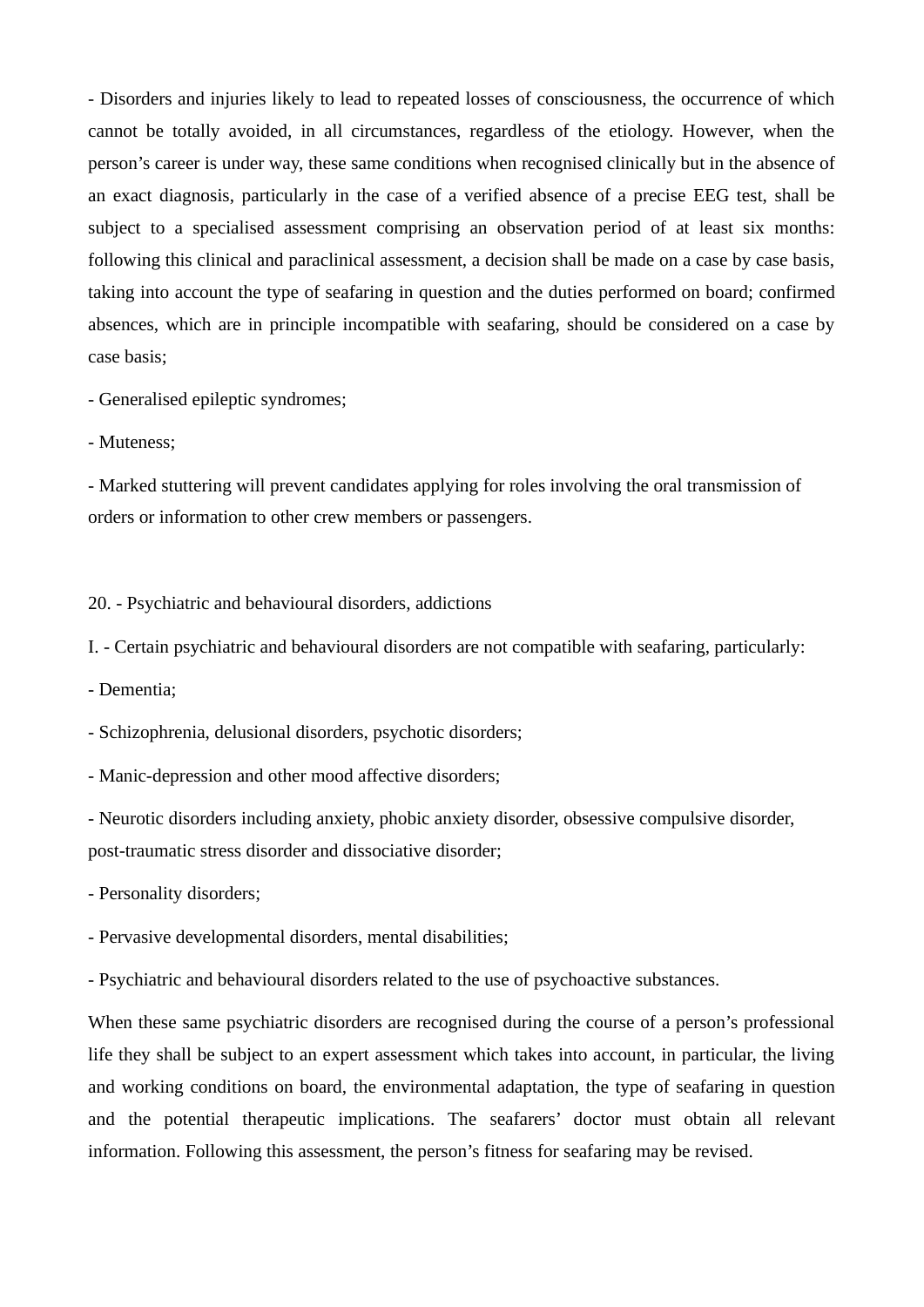- Disorders and injuries likely to lead to repeated losses of consciousness, the occurrence of which cannot be totally avoided, in all circumstances, regardless of the etiology. However, when the person's career is under way, these same conditions when recognised clinically but in the absence of an exact diagnosis, particularly in the case of a verified absence of a precise EEG test, shall be subject to a specialised assessment comprising an observation period of at least six months: following this clinical and paraclinical assessment, a decision shall be made on a case by case basis, taking into account the type of seafaring in question and the duties performed on board; confirmed absences, which are in principle incompatible with seafaring, should be considered on a case by case basis;

- Generalised epileptic syndromes;

- Muteness;

- Marked stuttering will prevent candidates applying for roles involving the oral transmission of orders or information to other crew members or passengers.

20. - Psychiatric and behavioural disorders, addictions

I. - Certain psychiatric and behavioural disorders are not compatible with seafaring, particularly:

- Dementia;

- Schizophrenia, delusional disorders, psychotic disorders;

- Manic-depression and other mood affective disorders;

- Neurotic disorders including anxiety, phobic anxiety disorder, obsessive compulsive disorder, post-traumatic stress disorder and dissociative disorder;

- Personality disorders;

- Pervasive developmental disorders, mental disabilities;

- Psychiatric and behavioural disorders related to the use of psychoactive substances.

When these same psychiatric disorders are recognised during the course of a person's professional life they shall be subject to an expert assessment which takes into account, in particular, the living and working conditions on board, the environmental adaptation, the type of seafaring in question and the potential therapeutic implications. The seafarers' doctor must obtain all relevant information. Following this assessment, the person's fitness for seafaring may be revised.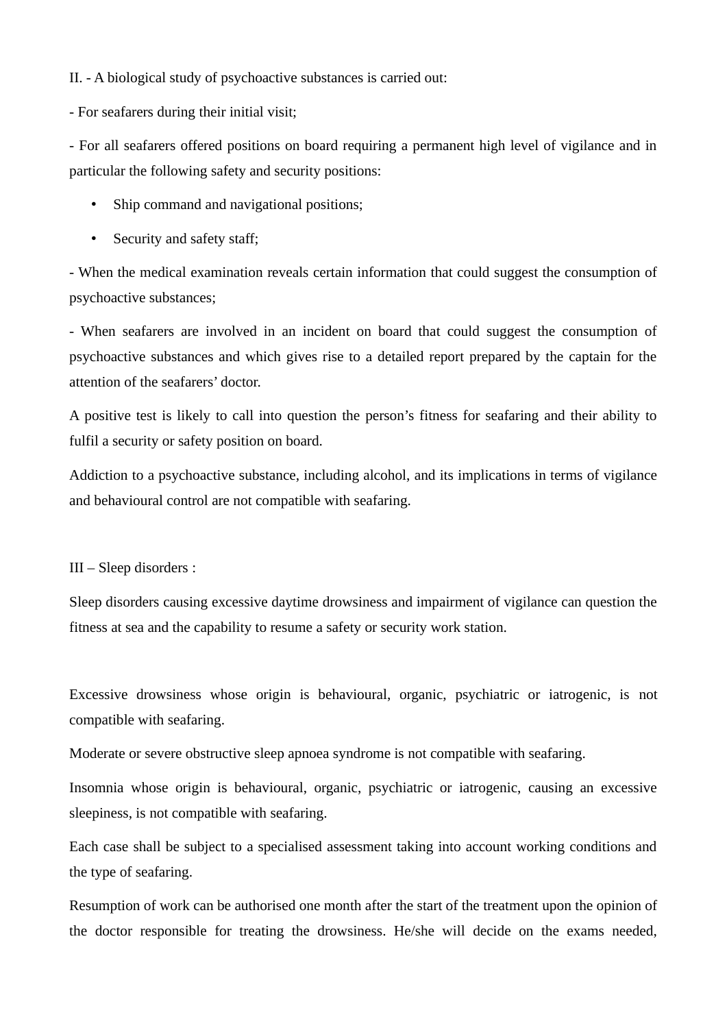II. - A biological study of psychoactive substances is carried out:

- For seafarers during their initial visit;

- For all seafarers offered positions on board requiring a permanent high level of vigilance and in particular the following safety and security positions:

  - Ship command and navigational positions;
  - Security and safety staff;

- When the medical examination reveals certain information that could suggest the consumption of psychoactive substances;

- When seafarers are involved in an incident on board that could suggest the consumption of psychoactive substances and which gives rise to a detailed report prepared by the captain for the attention of the seafarers' doctor.

A positive test is likely to call into question the person's fitness for seafaring and their ability to fulfil a security or safety position on board.

Addiction to a psychoactive substance, including alcohol, and its implications in terms of vigilance and behavioural control are not compatible with seafaring.

III – Sleep disorders :

Sleep disorders causing excessive daytime drowsiness and impairment of vigilance can question the fitness at sea and the capability to resume a safety or security work station.

Excessive drowsiness whose origin is behavioural, organic, psychiatric or iatrogenic, is not compatible with seafaring.

Moderate or severe obstructive sleep apnoea syndrome is not compatible with seafaring.

Insomnia whose origin is behavioural, organic, psychiatric or iatrogenic, causing an excessive sleepiness, is not compatible with seafaring.

Each case shall be subject to a specialised assessment taking into account working conditions and the type of seafaring.

Resumption of work can be authorised one month after the start of the treatment upon the opinion of the doctor responsible for treating the drowsiness. He/she will decide on the exams needed,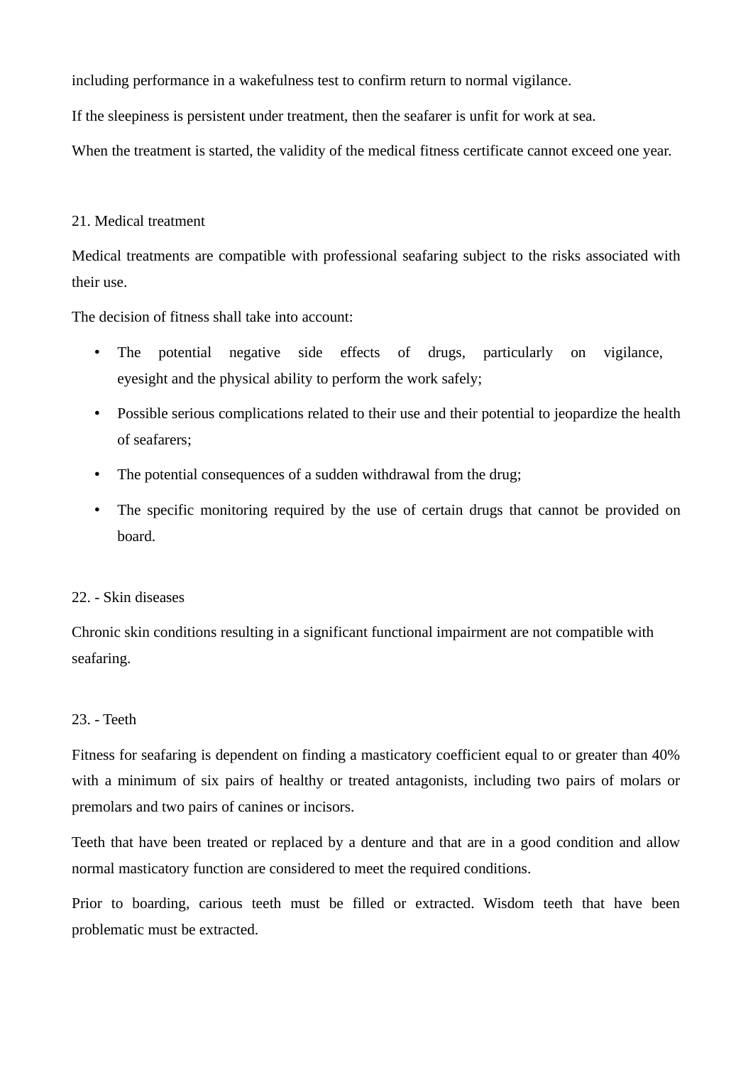including performance in a wakefulness test to confirm return to normal vigilance.

If the sleepiness is persistent under treatment, then the seafarer is unfit for work at sea.

When the treatment is started, the validity of the medical fitness certificate cannot exceed one year.

21. Medical treatment

Medical treatments are compatible with professional seafaring subject to the risks associated with their use.

The decision of fitness shall take into account:

- The potential negative side effects of drugs, particularly on vigilance, eyesight and the physical ability to perform the work safely;
- Possible serious complications related to their use and their potential to jeopardize the health of seafarers;
- The potential consequences of a sudden withdrawal from the drug;
- The specific monitoring required by the use of certain drugs that cannot be provided on board.

22. - Skin diseases

Chronic skin conditions resulting in a significant functional impairment are not compatible with seafaring.

23. - Teeth

Fitness for seafaring is dependent on finding a masticatory coefficient equal to or greater than 40% with a minimum of six pairs of healthy or treated antagonists, including two pairs of molars or premolars and two pairs of canines or incisors.

Teeth that have been treated or replaced by a denture and that are in a good condition and allow normal masticatory function are considered to meet the required conditions.

Prior to boarding, carious teeth must be filled or extracted. Wisdom teeth that have been problematic must be extracted.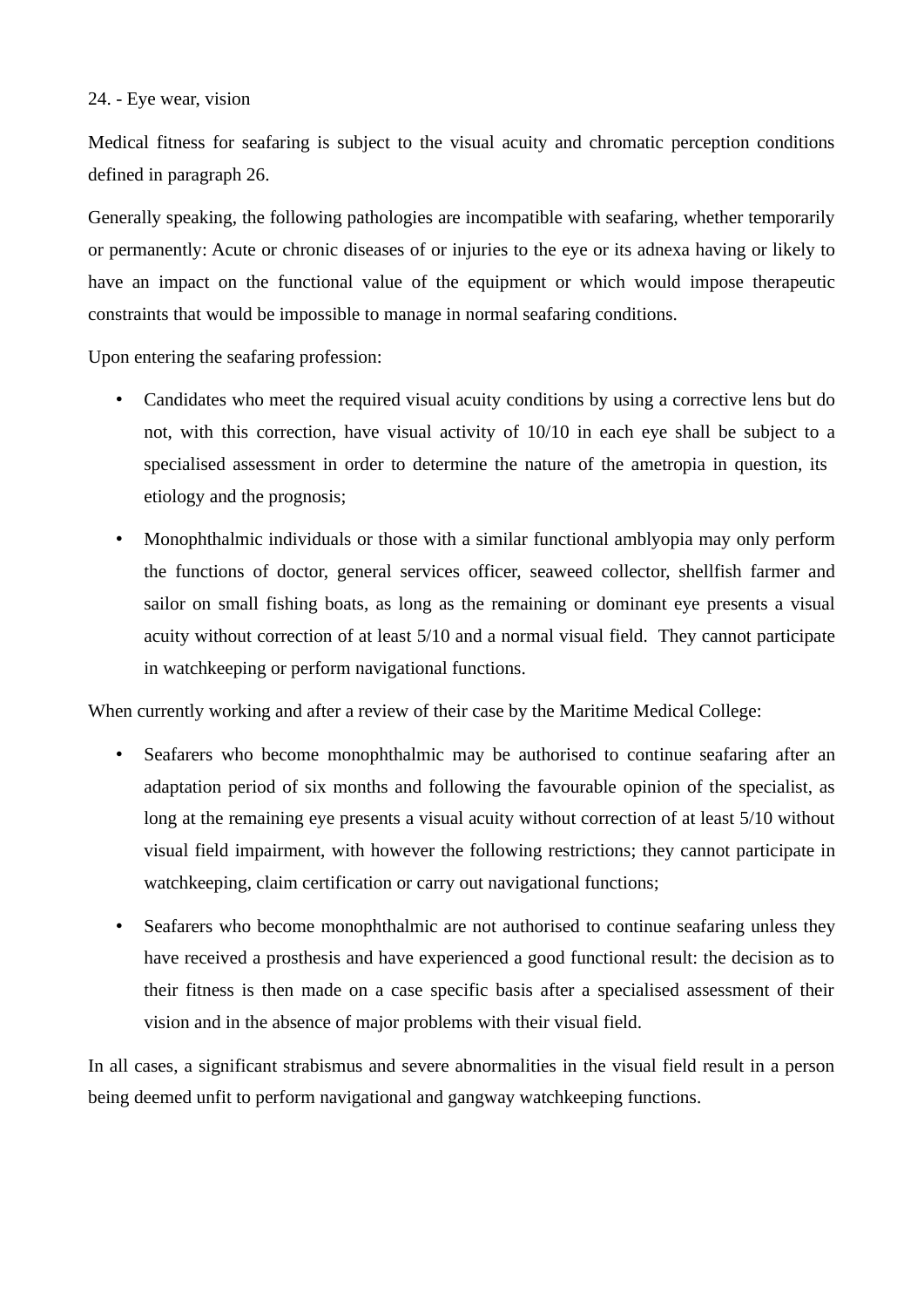24. - Eye wear, vision

Medical fitness for seafaring is subject to the visual acuity and chromatic perception conditions defined in paragraph 26.

Generally speaking, the following pathologies are incompatible with seafaring, whether temporarily or permanently: Acute or chronic diseases of or injuries to the eye or its adnexa having or likely to have an impact on the functional value of the equipment or which would impose therapeutic constraints that would be impossible to manage in normal seafaring conditions.

Upon entering the seafaring profession:

- Candidates who meet the required visual acuity conditions by using a corrective lens but do not, with this correction, have visual activity of 10/10 in each eye shall be subject to a specialised assessment in order to determine the nature of the ametropia in question, its etiology and the prognosis;
- Monophthalmic individuals or those with a similar functional amblyopia may only perform the functions of doctor, general services officer, seaweed collector, shellfish farmer and sailor on small fishing boats, as long as the remaining or dominant eye presents a visual acuity without correction of at least 5/10 and a normal visual field. They cannot participate in watchkeeping or perform navigational functions.

When currently working and after a review of their case by the Maritime Medical College:

- Seafarers who become monophthalmic may be authorised to continue seafaring after an adaptation period of six months and following the favourable opinion of the specialist, as long at the remaining eye presents a visual acuity without correction of at least 5/10 without visual field impairment, with however the following restrictions; they cannot participate in watchkeeping, claim certification or carry out navigational functions;
- Seafarers who become monophthalmic are not authorised to continue seafaring unless they have received a prosthesis and have experienced a good functional result: the decision as to their fitness is then made on a case specific basis after a specialised assessment of their vision and in the absence of major problems with their visual field.

In all cases, a significant strabismus and severe abnormalities in the visual field result in a person being deemed unfit to perform navigational and gangway watchkeeping functions.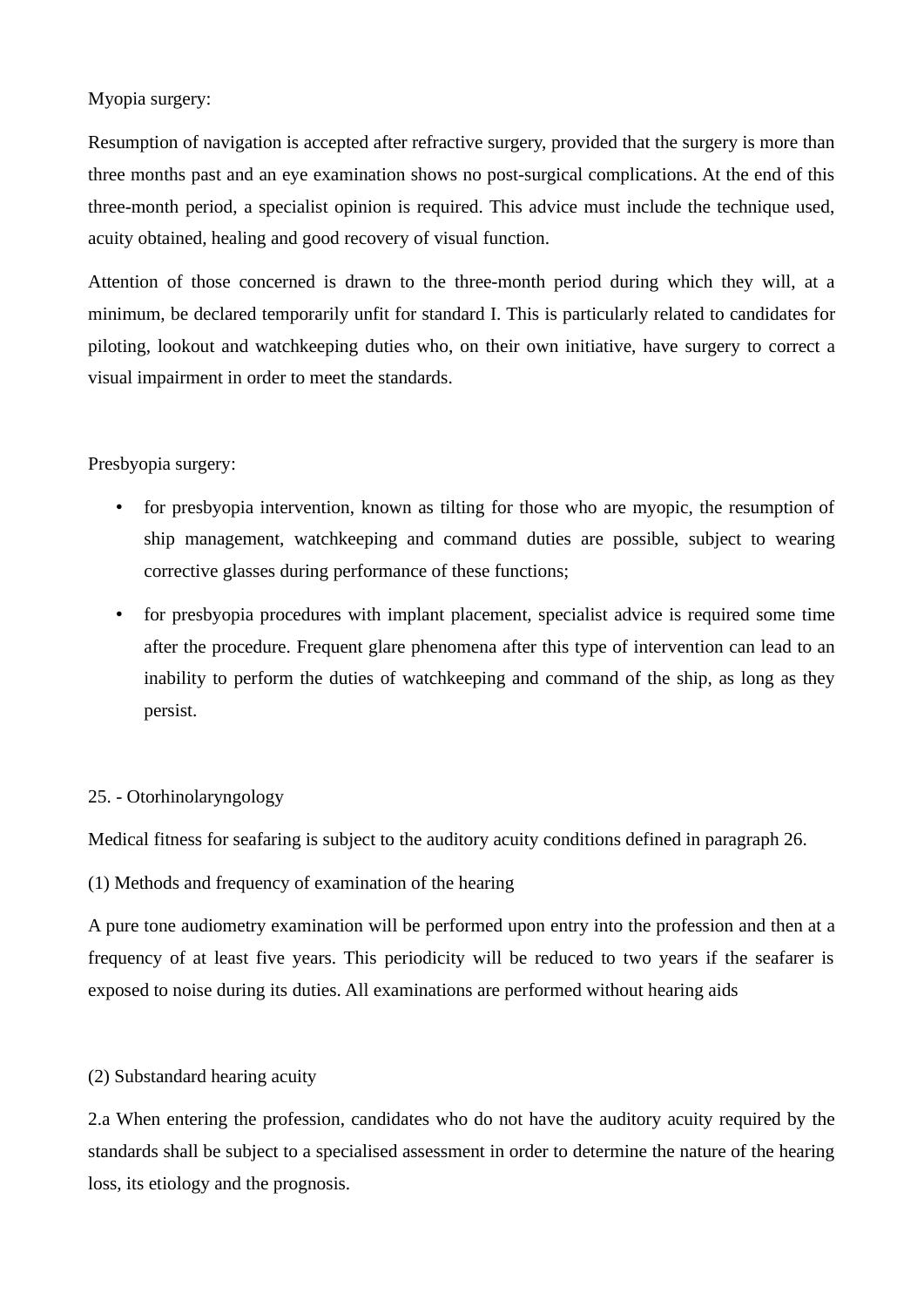Myopia surgery:

Resumption of navigation is accepted after refractive surgery, provided that the surgery is more than three months past and an eye examination shows no post-surgical complications. At the end of this three-month period, a specialist opinion is required. This advice must include the technique used, acuity obtained, healing and good recovery of visual function.

Attention of those concerned is drawn to the three-month period during which they will, at a minimum, be declared temporarily unfit for standard I. This is particularly related to candidates for piloting, lookout and watchkeeping duties who, on their own initiative, have surgery to correct a visual impairment in order to meet the standards.

Presbyopia surgery:

- for presbyopia intervention, known as tilting for those who are myopic, the resumption of ship management, watchkeeping and command duties are possible, subject to wearing corrective glasses during performance of these functions;
- for presbyopia procedures with implant placement, specialist advice is required some time after the procedure. Frequent glare phenomena after this type of intervention can lead to an inability to perform the duties of watchkeeping and command of the ship, as long as they persist.

25. - Otorhinolaryngology

Medical fitness for seafaring is subject to the auditory acuity conditions defined in paragraph 26.

(1) Methods and frequency of examination of the hearing

A pure tone audiometry examination will be performed upon entry into the profession and then at a frequency of at least five years. This periodicity will be reduced to two years if the seafarer is exposed to noise during its duties. All examinations are performed without hearing aids

(2) Substandard hearing acuity

2.a When entering the profession, candidates who do not have the auditory acuity required by the standards shall be subject to a specialised assessment in order to determine the nature of the hearing loss, its etiology and the prognosis.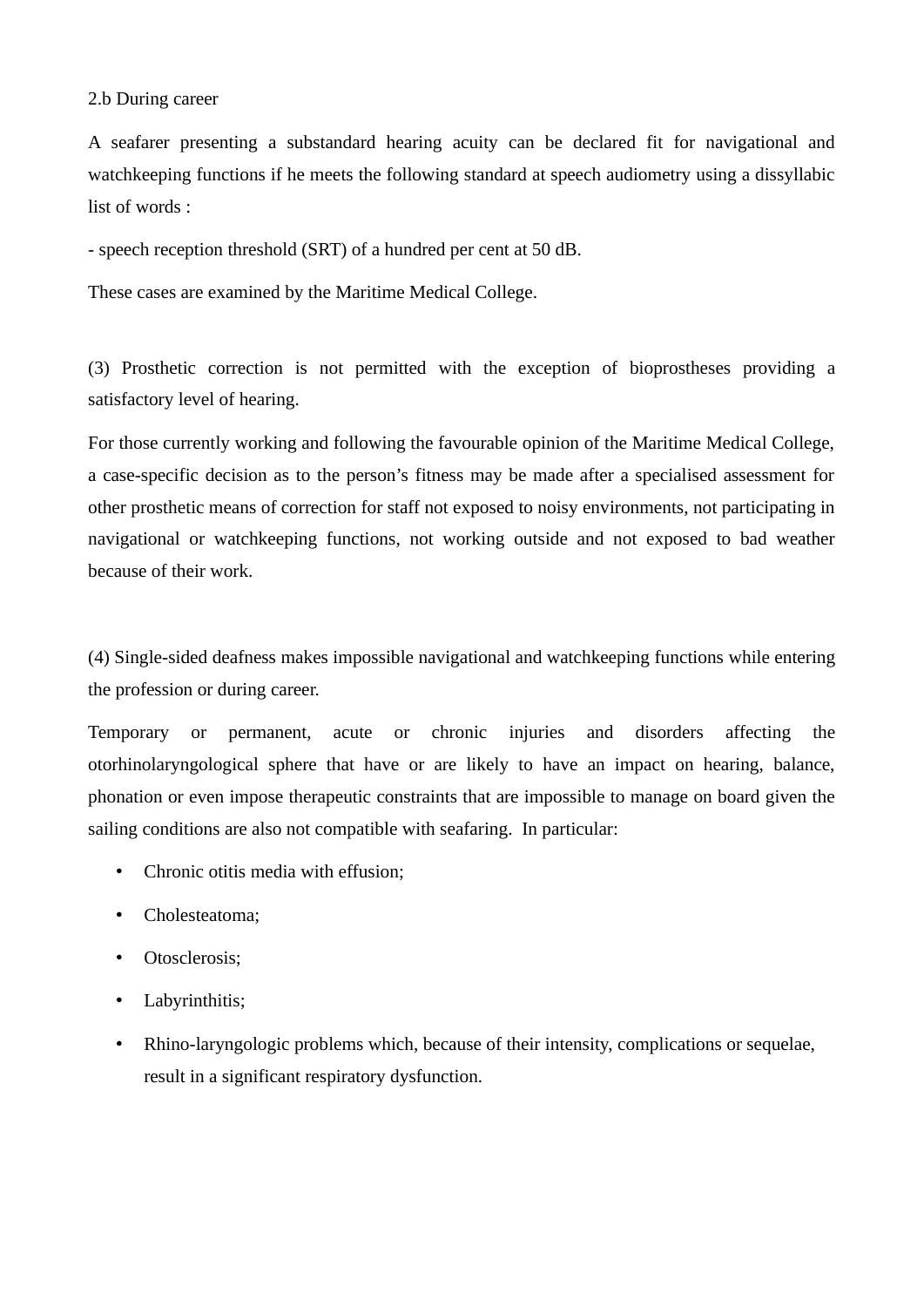2.b During career

A seafarer presenting a substandard hearing acuity can be declared fit for navigational and watchkeeping functions if he meets the following standard at speech audiometry using a dissyllabic list of words :

- speech reception threshold (SRT) of a hundred per cent at 50 dB.

These cases are examined by the Maritime Medical College.

(3) Prosthetic correction is not permitted with the exception of bioprostheses providing a satisfactory level of hearing.

For those currently working and following the favourable opinion of the Maritime Medical College, a case-specific decision as to the person’s fitness may be made after a specialised assessment for other prosthetic means of correction for staff not exposed to noisy environments, not participating in navigational or watchkeeping functions, not working outside and not exposed to bad weather because of their work.

(4) Single-sided deafness makes impossible navigational and watchkeeping functions while entering the profession or during career.

Temporary or permanent, acute or chronic injuries and disorders affecting the otorhinolaryngological sphere that have or are likely to have an impact on hearing, balance, phonation or even impose therapeutic constraints that are impossible to manage on board given the sailing conditions are also not compatible with seafaring. In particular:

- Chronic otitis media with effusion;
- Cholesteatoma;
- Otosclerosis;
- Labyrinthitis;
- Rhino-laryngologic problems which, because of their intensity, complications or sequelae, result in a significant respiratory dysfunction.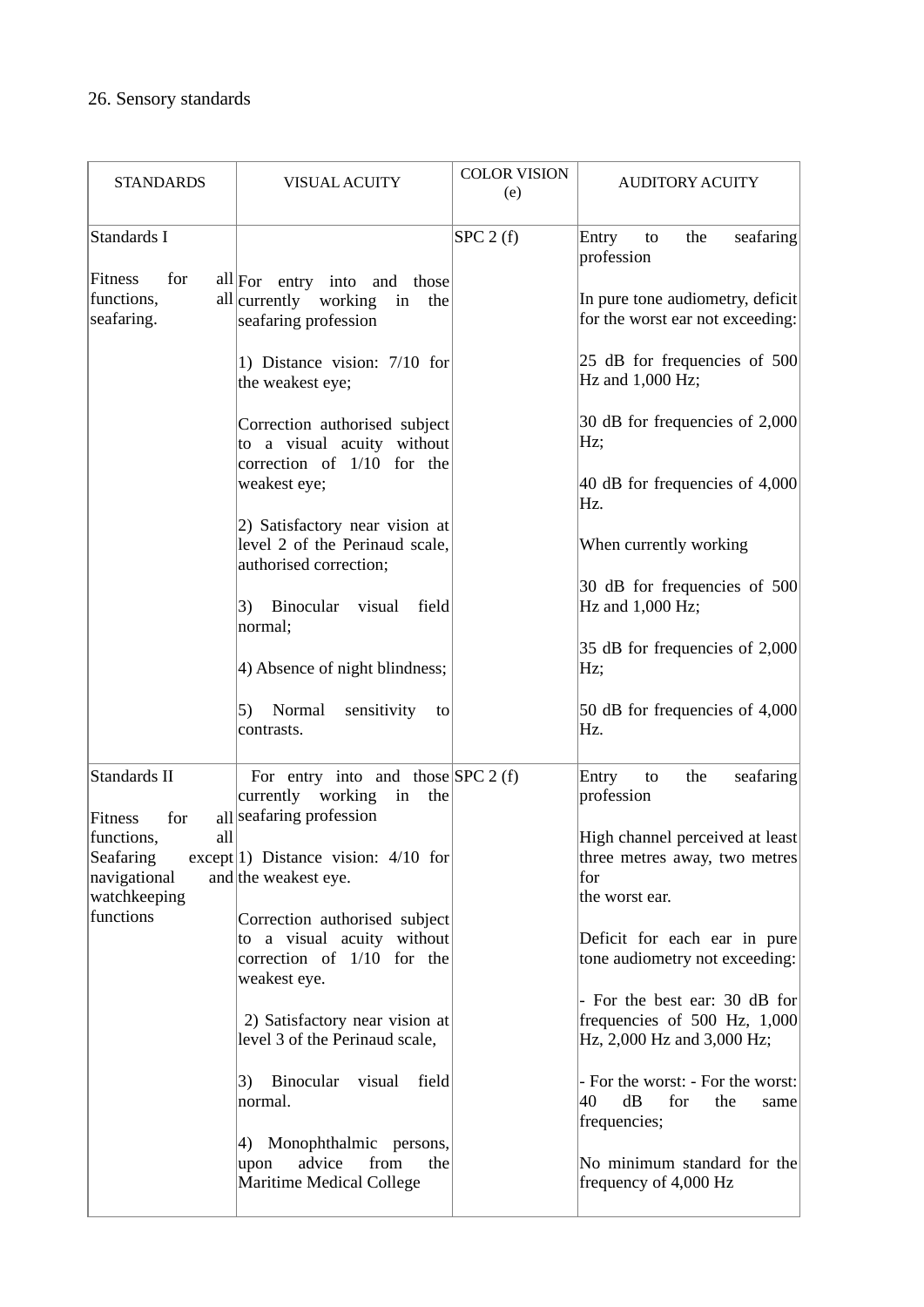26. Sensory standards

| STANDARDS | VISUAL ACUITY | COLOR VISION (e) | AUDITORY ACUITY |
|---|---|---|---|
| Standards I<br><br>Fitness for all functions, all seafaring. | For entry into and those currently working in the seafaring profession<br><br>1) Distance vision: 7/10 for the weakest eye;<br><br>Correction authorised subject to a visual acuity without correction of 1/10 for the weakest eye;<br><br>2) Satisfactory near vision at level 2 of the Perinaud scale, authorised correction;<br><br>3) Binocular visual field normal;<br><br>4) Absence of night blindness;<br><br>5) Normal sensitivity to contrasts. | SPC 2 (f) | Entry to the seafaring profession<br><br>In pure tone audiometry, deficit for the worst ear not exceeding:<br><br>25 dB for frequencies of 500 Hz and 1,000 Hz;<br><br>30 dB for frequencies of 2,000 Hz;<br><br>40 dB for frequencies of 4,000 Hz.<br><br>When currently working<br><br>30 dB for frequencies of 500 Hz and 1,000 Hz;<br><br>35 dB for frequencies of 2,000 Hz;<br><br>50 dB for frequencies of 4,000 Hz. |
| Standards II<br><br>Fitness for all functions, all Seafaring except navigational and watchkeeping functions | For entry into and those currently working in the seafaring profession<br><br>1) Distance vision: 4/10 for the weakest eye.<br><br>Correction authorised subject to a visual acuity without correction of 1/10 for the weakest eye.<br><br>2) Satisfactory near vision at level 3 of the Perinaud scale,<br><br>3) Binocular visual field normal.<br><br>4) Monophthalmic persons, upon advice from the Maritime Medical College | SPC 2 (f) | Entry to the seafaring profession<br><br>High channel perceived at least three metres away, two metres for the worst ear.<br><br>Deficit for each ear in pure tone audiometry not exceeding:<br><br>- For the best ear: 30 dB for frequencies of 500 Hz, 1,000 Hz, 2,000 Hz and 3,000 Hz;<br><br>- For the worst: - For the worst: 40 dB for the same frequencies;<br><br>No minimum standard for the frequency of 4,000 Hz |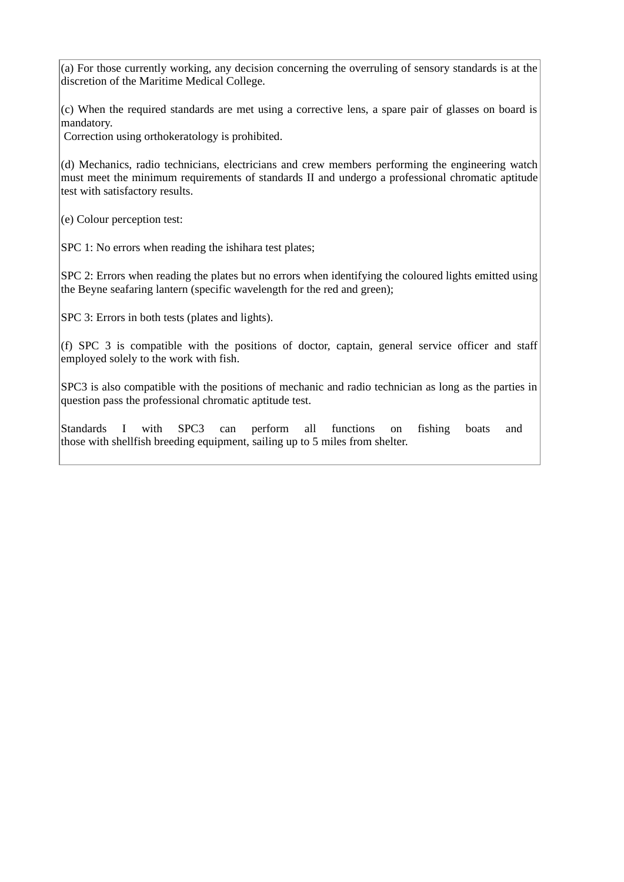(a) For those currently working, any decision concerning the overruling of sensory standards is at the discretion of the Maritime Medical College.

(c) When the required standards are met using a corrective lens, a spare pair of glasses on board is mandatory.
Correction using orthokeratology is prohibited.

(d) Mechanics, radio technicians, electricians and crew members performing the engineering watch must meet the minimum requirements of standards II and undergo a professional chromatic aptitude test with satisfactory results.

(e) Colour perception test:

SPC 1: No errors when reading the ishihara test plates;

SPC 2: Errors when reading the plates but no errors when identifying the coloured lights emitted using the Beyne seafaring lantern (specific wavelength for the red and green);

SPC 3: Errors in both tests (plates and lights).

(f) SPC 3 is compatible with the positions of doctor, captain, general service officer and staff employed solely to the work with fish.

SPC3 is also compatible with the positions of mechanic and radio technician as long as the parties in question pass the professional chromatic aptitude test.

Standards I with SPC3 can perform all functions on fishing boats and those with shellfish breeding equipment, sailing up to 5 miles from shelter.